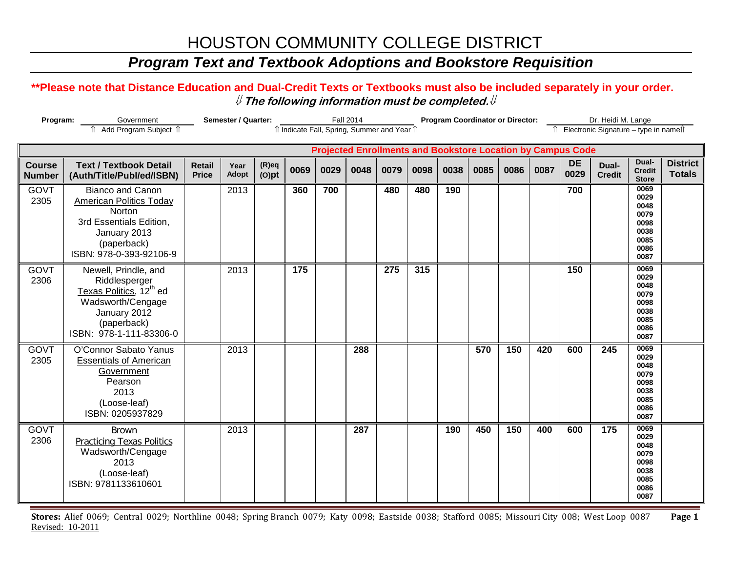# HOUSTON COMMUNITY COLLEGE DISTRICT

## *Program Text and Textbook Adoptions and Bookstore Requisition*

**\*\*Please note that Distance Education and Dual-Credit Texts or Textbooks must also be included separately in your order.**

***⇓ The following information must be completed.⇓***

**Program:** Government — ⇑ Add Program Subject ⇑

**Semester / Quarter:** Fall 2014 — ⇑ Indicate Fall, Spring, Summer and Year ⇑

**Program Coordinator or Director:** Dr. Heidi M. Lange — ⇑ Electronic Signature – type in name⇑

| | | | | | Projected Enrollments and Bookstore Location by Campus Code | | | | | | | | | | | | |
|---|---|---|---|---|---|---|---|---|---|---|---|---|---|---|---|---|---|
| **Course Number** | **Text / Textbook Detail (Auth/Title/Publ/ed/ISBN)** | **Retail Price** | **Year Adopt** | **(R)eq (O)pt** | **0069** | **0029** | **0048** | **0079** | **0098** | **0038** | **0085** | **0086** | **0087** | **DE 0029** | **Dual-Credit** | **Dual-Credit Store** | **District Totals** |
| GOVT 2305 | Bianco and Canon<br>American Politics Today<br>Norton<br>3rd Essentials Edition, January 2013<br>(paperback)<br>ISBN: 978-0-393-92106-9 | | 2013 | | **360** | **700** | | **480** | **480** | **190** | | | | **700** | | 0069 0029 0048 0079 0098 0038 0085 0086 0087 | |
| GOVT 2306 | Newell, Prindle, and Riddlesperger<br>Texas Politics, 12th ed<br>Wadsworth/Cengage<br>January 2012<br>(paperback)<br>ISBN: 978-1-111-83306-0 | | 2013 | | **175** | | | **275** | **315** | | | | | **150** | | 0069 0029 0048 0079 0098 0038 0085 0086 0087 | |
| GOVT 2305 | O'Connor Sabato Yanus<br>Essentials of American Government<br>Pearson<br>2013<br>(Loose-leaf)<br>ISBN: 0205937829 | | 2013 | | | | **288** | | | | **570** | **150** | **420** | **600** | **245** | 0069 0029 0048 0079 0098 0038 0085 0086 0087 | |
| GOVT 2306 | Brown<br>Practicing Texas Politics<br>Wadsworth/Cengage<br>2013<br>(Loose-leaf)<br>ISBN: 9781133610601 | | 2013 | | | | **287** | | | **190** | **450** | **150** | **400** | **600** | **175** | 0069 0029 0048 0079 0098 0038 0085 0086 0087 | |

**Stores:** Alief 0069; Central 0029; Northline 0048; Spring Branch 0079; Katy 0098; Eastside 0038; Stafford 0085; Missouri City 008; West Loop 0087

Revised: 10-2011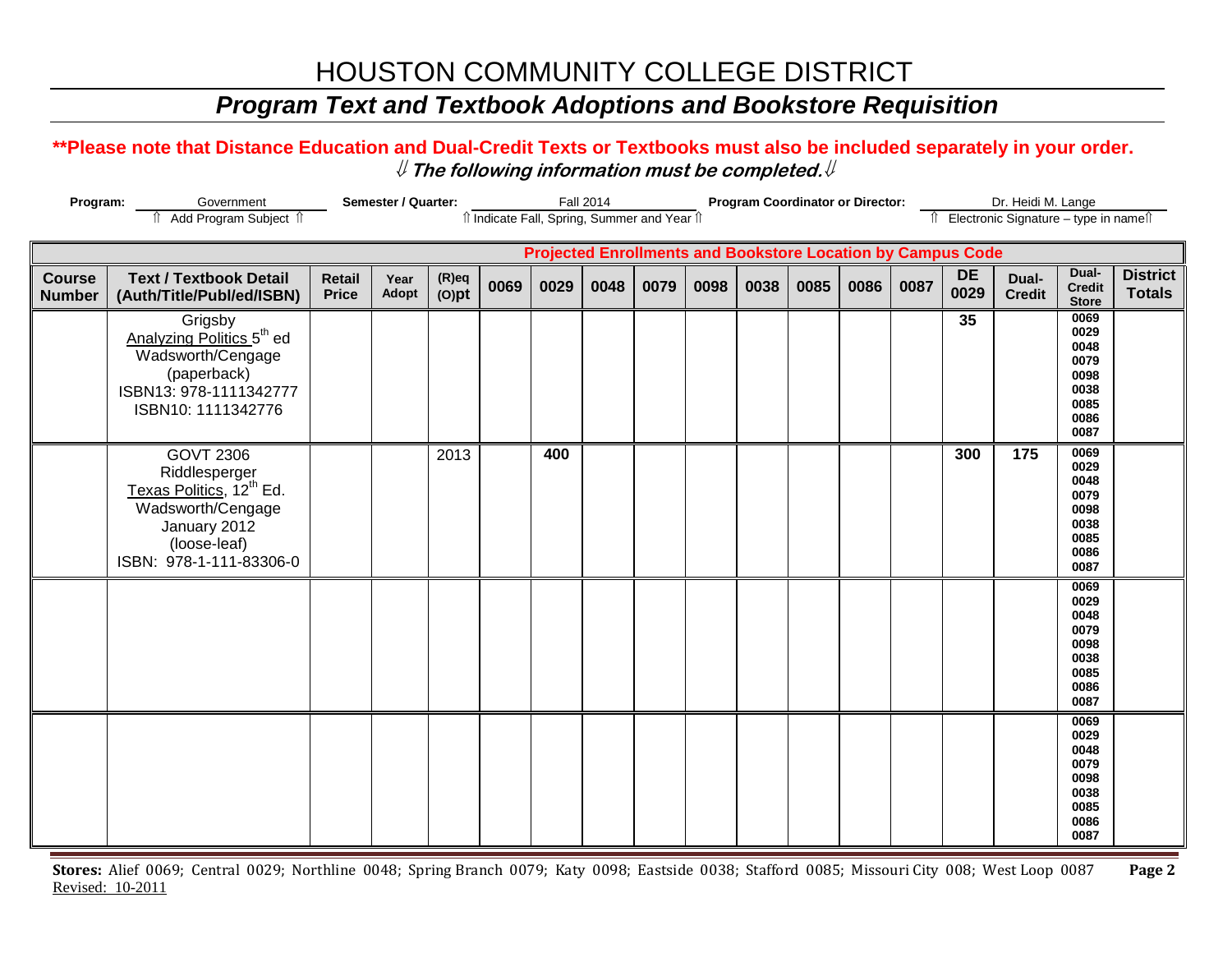# HOUSTON COMMUNITY COLLEGE DISTRICT

## *Program Text and Textbook Adoptions and Bookstore Requisition*

**\*\*Please note that Distance Education and Dual-Credit Texts or Textbooks must also be included separately in your order.**

⇓ ***The following information must be completed.*** ⇓

**Program:** Government
⇑ Add Program Subject ⇑

**Semester / Quarter:** Fall 2014
⇑ Indicate Fall, Spring, Summer and Year ⇑

**Program Coordinator or Director:** Dr. Heidi M. Lange
⇑ Electronic Signature – type in name ⇑

| | | | | | Projected Enrollments and Bookstore Location by Campus Code | | | | | | | | | | | | |
|---|---|---|---|---|---|---|---|---|---|---|---|---|---|---|---|---|---|
| **Course Number** | **Text / Textbook Detail (Auth/Title/Publ/ed/ISBN)** | **Retail Price** | **Year Adopt** | **(R)eq (O)pt** | **0069** | **0029** | **0048** | **0079** | **0098** | **0038** | **0085** | **0086** | **0087** | **DE 0029** | **Dual-Credit** | **Dual-Credit Store** | **District Totals** |
| | Grigsby<br>Analyzing Politics 5th ed<br>Wadsworth/Cengage<br>(paperback)<br>ISBN13: 978-1111342777<br>ISBN10: 1111342776 | | | | | | | | | | | | | **35** | | 0069<br>0029<br>0048<br>0079<br>0098<br>0038<br>0085<br>0086<br>0087 | |
| | GOVT 2306<br>Riddlesperger<br>Texas Politics, 12th Ed.<br>Wadsworth/Cengage<br>January 2012<br>(loose-leaf)<br>ISBN: 978-1-111-83306-0 | | | 2013 | | **400** | | | | | | | | **300** | **175** | 0069<br>0029<br>0048<br>0079<br>0098<br>0038<br>0085<br>0086<br>0087 | |
| | | | | | | | | | | | | | | | | 0069<br>0029<br>0048<br>0079<br>0098<br>0038<br>0085<br>0086<br>0087 | |
| | | | | | | | | | | | | | | | | 0069<br>0029<br>0048<br>0079<br>0098<br>0038<br>0085<br>0086<br>0087 | |

**Stores:** Alief 0069; Central 0029; Northline 0048; Spring Branch 0079; Katy 0098; Eastside 0038; Stafford 0085; Missouri City 008; West Loop 0087

Revised: 10-2011